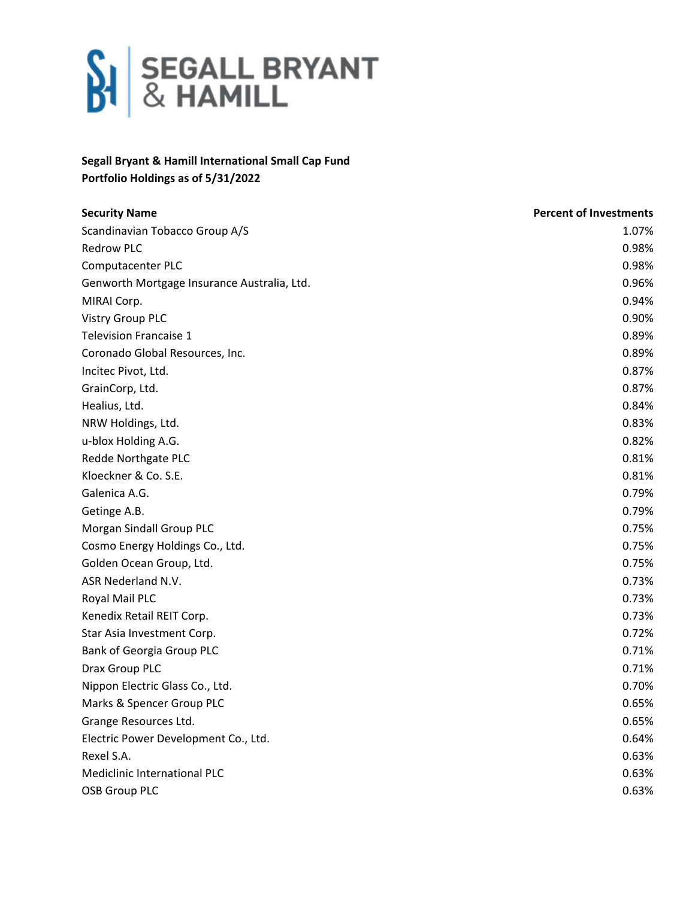**SEGALL BRYANT & HAMILL**

**Segall Bryant & Hamill International Small Cap Fund**
**Portfolio Holdings as of 5/31/2022**

| Security Name | Percent of Investments |
|---|---|
| Scandinavian Tobacco Group A/S | 1.07% |
| Redrow PLC | 0.98% |
| Computacenter PLC | 0.98% |
| Genworth Mortgage Insurance Australia, Ltd. | 0.96% |
| MIRAI Corp. | 0.94% |
| Vistry Group PLC | 0.90% |
| Television Francaise 1 | 0.89% |
| Coronado Global Resources, Inc. | 0.89% |
| Incitec Pivot, Ltd. | 0.87% |
| GrainCorp, Ltd. | 0.87% |
| Healius, Ltd. | 0.84% |
| NRW Holdings, Ltd. | 0.83% |
| u-blox Holding A.G. | 0.82% |
| Redde Northgate PLC | 0.81% |
| Kloeckner & Co. S.E. | 0.81% |
| Galenica A.G. | 0.79% |
| Getinge A.B. | 0.79% |
| Morgan Sindall Group PLC | 0.75% |
| Cosmo Energy Holdings Co., Ltd. | 0.75% |
| Golden Ocean Group, Ltd. | 0.75% |
| ASR Nederland N.V. | 0.73% |
| Royal Mail PLC | 0.73% |
| Kenedix Retail REIT Corp. | 0.73% |
| Star Asia Investment Corp. | 0.72% |
| Bank of Georgia Group PLC | 0.71% |
| Drax Group PLC | 0.71% |
| Nippon Electric Glass Co., Ltd. | 0.70% |
| Marks & Spencer Group PLC | 0.65% |
| Grange Resources Ltd. | 0.65% |
| Electric Power Development Co., Ltd. | 0.64% |
| Rexel S.A. | 0.63% |
| Mediclinic International PLC | 0.63% |
| OSB Group PLC | 0.63% |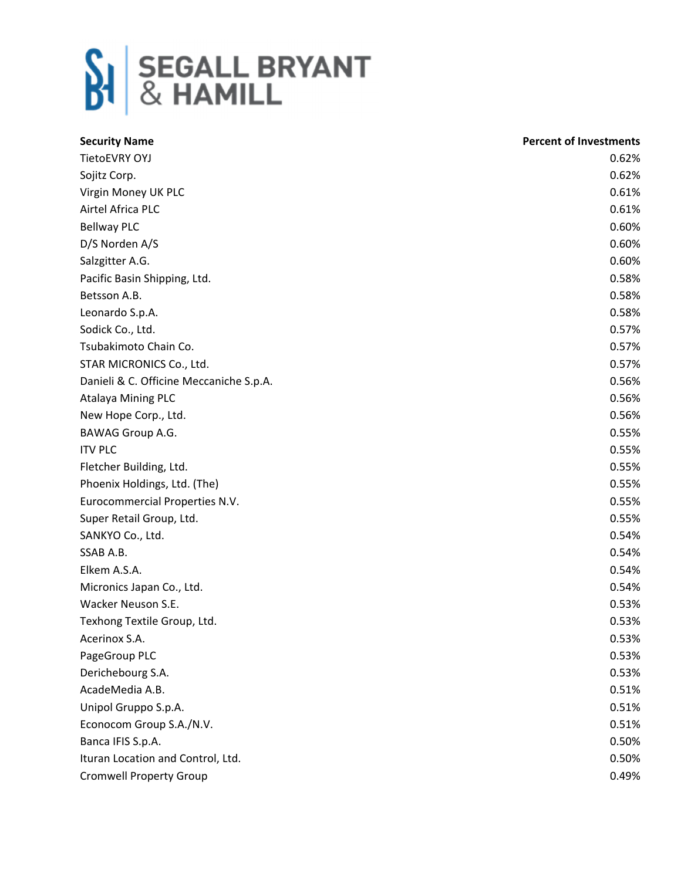SEGALL BRYANT & HAMILL

| Security Name | Percent of Investments |
| --- | --- |
| TietoEVRY OYJ | 0.62% |
| Sojitz Corp. | 0.62% |
| Virgin Money UK PLC | 0.61% |
| Airtel Africa PLC | 0.61% |
| Bellway PLC | 0.60% |
| D/S Norden A/S | 0.60% |
| Salzgitter A.G. | 0.60% |
| Pacific Basin Shipping, Ltd. | 0.58% |
| Betsson A.B. | 0.58% |
| Leonardo S.p.A. | 0.58% |
| Sodick Co., Ltd. | 0.57% |
| Tsubakimoto Chain Co. | 0.57% |
| STAR MICRONICS Co., Ltd. | 0.57% |
| Danieli & C. Officine Meccaniche S.p.A. | 0.56% |
| Atalaya Mining PLC | 0.56% |
| New Hope Corp., Ltd. | 0.56% |
| BAWAG Group A.G. | 0.55% |
| ITV PLC | 0.55% |
| Fletcher Building, Ltd. | 0.55% |
| Phoenix Holdings, Ltd. (The) | 0.55% |
| Eurocommercial Properties N.V. | 0.55% |
| Super Retail Group, Ltd. | 0.55% |
| SANKYO Co., Ltd. | 0.54% |
| SSAB A.B. | 0.54% |
| Elkem A.S.A. | 0.54% |
| Micronics Japan Co., Ltd. | 0.54% |
| Wacker Neuson S.E. | 0.53% |
| Texhong Textile Group, Ltd. | 0.53% |
| Acerinox S.A. | 0.53% |
| PageGroup PLC | 0.53% |
| Derichebourg S.A. | 0.53% |
| AcadeMedia A.B. | 0.51% |
| Unipol Gruppo S.p.A. | 0.51% |
| Econocom Group S.A./N.V. | 0.51% |
| Banca IFIS S.p.A. | 0.50% |
| Ituran Location and Control, Ltd. | 0.50% |
| Cromwell Property Group | 0.49% |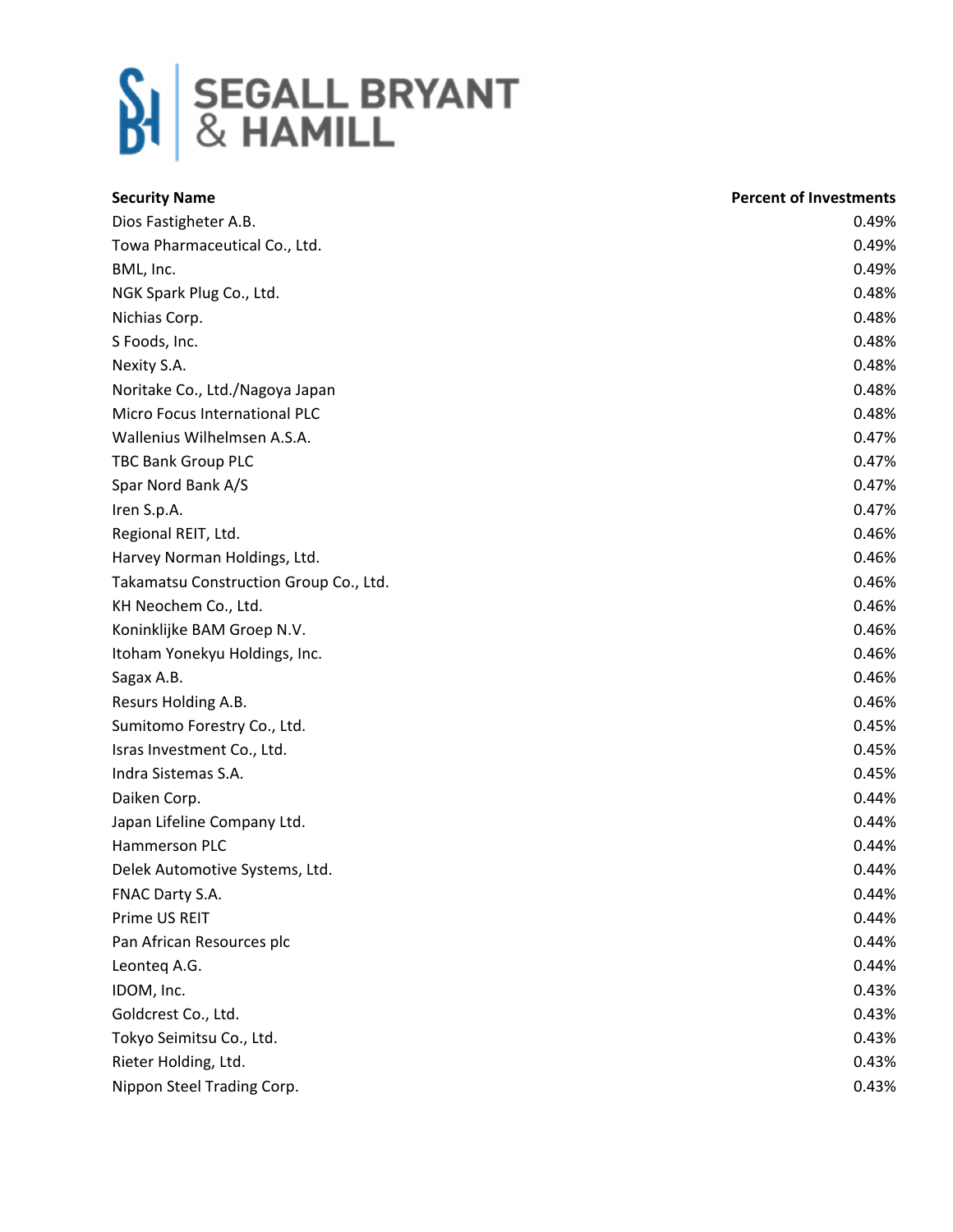SEGALL BRYANT & HAMILL

| Security Name | Percent of Investments |
| --- | --- |
| Dios Fastigheter A.B. | 0.49% |
| Towa Pharmaceutical Co., Ltd. | 0.49% |
| BML, Inc. | 0.49% |
| NGK Spark Plug Co., Ltd. | 0.48% |
| Nichias Corp. | 0.48% |
| S Foods, Inc. | 0.48% |
| Nexity S.A. | 0.48% |
| Noritake Co., Ltd./Nagoya Japan | 0.48% |
| Micro Focus International PLC | 0.48% |
| Wallenius Wilhelmsen A.S.A. | 0.47% |
| TBC Bank Group PLC | 0.47% |
| Spar Nord Bank A/S | 0.47% |
| Iren S.p.A. | 0.47% |
| Regional REIT, Ltd. | 0.46% |
| Harvey Norman Holdings, Ltd. | 0.46% |
| Takamatsu Construction Group Co., Ltd. | 0.46% |
| KH Neochem Co., Ltd. | 0.46% |
| Koninklijke BAM Groep N.V. | 0.46% |
| Itoham Yonekyu Holdings, Inc. | 0.46% |
| Sagax A.B. | 0.46% |
| Resurs Holding A.B. | 0.46% |
| Sumitomo Forestry Co., Ltd. | 0.45% |
| Isras Investment Co., Ltd. | 0.45% |
| Indra Sistemas S.A. | 0.45% |
| Daiken Corp. | 0.44% |
| Japan Lifeline Company Ltd. | 0.44% |
| Hammerson PLC | 0.44% |
| Delek Automotive Systems, Ltd. | 0.44% |
| FNAC Darty S.A. | 0.44% |
| Prime US REIT | 0.44% |
| Pan African Resources plc | 0.44% |
| Leonteq A.G. | 0.44% |
| IDOM, Inc. | 0.43% |
| Goldcrest Co., Ltd. | 0.43% |
| Tokyo Seimitsu Co., Ltd. | 0.43% |
| Rieter Holding, Ltd. | 0.43% |
| Nippon Steel Trading Corp. | 0.43% |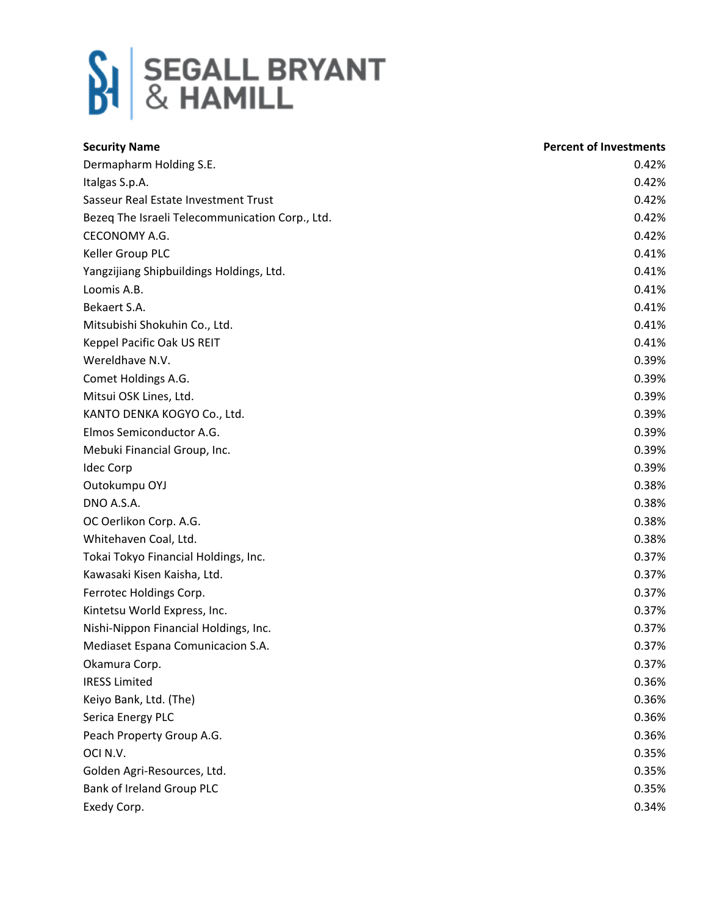| Security Name | Percent of Investments |
|---|---|
| Dermapharm Holding S.E. | 0.42% |
| Italgas S.p.A. | 0.42% |
| Sasseur Real Estate Investment Trust | 0.42% |
| Bezeq The Israeli Telecommunication Corp., Ltd. | 0.42% |
| CECONOMY A.G. | 0.42% |
| Keller Group PLC | 0.41% |
| Yangzijiang Shipbuildings Holdings, Ltd. | 0.41% |
| Loomis A.B. | 0.41% |
| Bekaert S.A. | 0.41% |
| Mitsubishi Shokuhin Co., Ltd. | 0.41% |
| Keppel Pacific Oak US REIT | 0.41% |
| Wereldhave N.V. | 0.39% |
| Comet Holdings A.G. | 0.39% |
| Mitsui OSK Lines, Ltd. | 0.39% |
| KANTO DENKA KOGYO Co., Ltd. | 0.39% |
| Elmos Semiconductor A.G. | 0.39% |
| Mebuki Financial Group, Inc. | 0.39% |
| Idec Corp | 0.39% |
| Outokumpu OYJ | 0.38% |
| DNO A.S.A. | 0.38% |
| OC Oerlikon Corp. A.G. | 0.38% |
| Whitehaven Coal, Ltd. | 0.38% |
| Tokai Tokyo Financial Holdings, Inc. | 0.37% |
| Kawasaki Kisen Kaisha, Ltd. | 0.37% |
| Ferrotec Holdings Corp. | 0.37% |
| Kintetsu World Express, Inc. | 0.37% |
| Nishi-Nippon Financial Holdings, Inc. | 0.37% |
| Mediaset Espana Comunicacion S.A. | 0.37% |
| Okamura Corp. | 0.37% |
| IRESS Limited | 0.36% |
| Keiyo Bank, Ltd. (The) | 0.36% |
| Serica Energy PLC | 0.36% |
| Peach Property Group A.G. | 0.36% |
| OCI N.V. | 0.35% |
| Golden Agri-Resources, Ltd. | 0.35% |
| Bank of Ireland Group PLC | 0.35% |
| Exedy Corp. | 0.34% |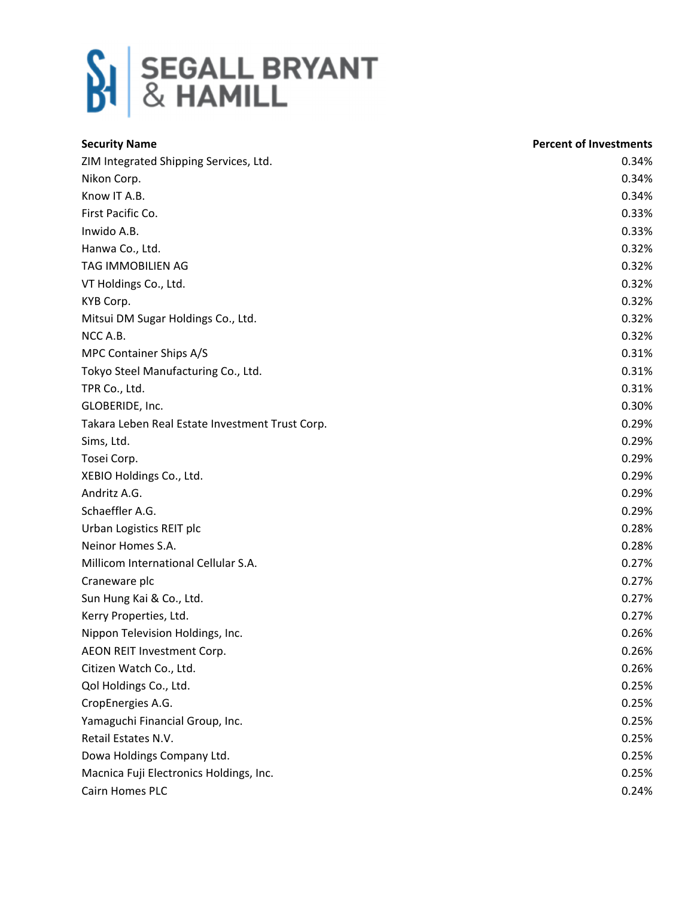| Security Name | Percent of Investments |
|---|---|
| ZIM Integrated Shipping Services, Ltd. | 0.34% |
| Nikon Corp. | 0.34% |
| Know IT A.B. | 0.34% |
| First Pacific Co. | 0.33% |
| Inwido A.B. | 0.33% |
| Hanwa Co., Ltd. | 0.32% |
| TAG IMMOBILIEN AG | 0.32% |
| VT Holdings Co., Ltd. | 0.32% |
| KYB Corp. | 0.32% |
| Mitsui DM Sugar Holdings Co., Ltd. | 0.32% |
| NCC A.B. | 0.32% |
| MPC Container Ships A/S | 0.31% |
| Tokyo Steel Manufacturing Co., Ltd. | 0.31% |
| TPR Co., Ltd. | 0.31% |
| GLOBERIDE, Inc. | 0.30% |
| Takara Leben Real Estate Investment Trust Corp. | 0.29% |
| Sims, Ltd. | 0.29% |
| Tosei Corp. | 0.29% |
| XEBIO Holdings Co., Ltd. | 0.29% |
| Andritz A.G. | 0.29% |
| Schaeffler A.G. | 0.29% |
| Urban Logistics REIT plc | 0.28% |
| Neinor Homes S.A. | 0.28% |
| Millicom International Cellular S.A. | 0.27% |
| Craneware plc | 0.27% |
| Sun Hung Kai & Co., Ltd. | 0.27% |
| Kerry Properties, Ltd. | 0.27% |
| Nippon Television Holdings, Inc. | 0.26% |
| AEON REIT Investment Corp. | 0.26% |
| Citizen Watch Co., Ltd. | 0.26% |
| Qol Holdings Co., Ltd. | 0.25% |
| CropEnergies A.G. | 0.25% |
| Yamaguchi Financial Group, Inc. | 0.25% |
| Retail Estates N.V. | 0.25% |
| Dowa Holdings Company Ltd. | 0.25% |
| Macnica Fuji Electronics Holdings, Inc. | 0.25% |
| Cairn Homes PLC | 0.24% |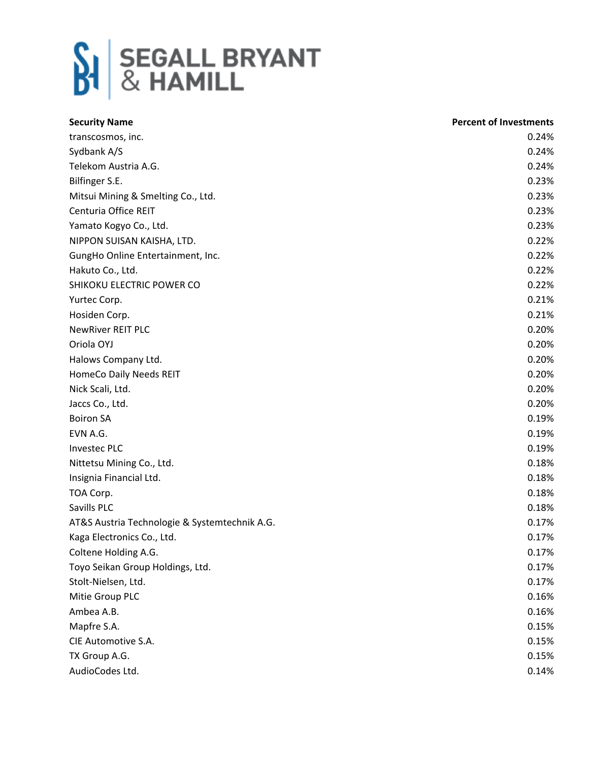SEGALL BRYANT & HAMILL

| Security Name | Percent of Investments |
| --- | --- |
| transcosmos, inc. | 0.24% |
| Sydbank A/S | 0.24% |
| Telekom Austria A.G. | 0.24% |
| Bilfinger S.E. | 0.23% |
| Mitsui Mining & Smelting Co., Ltd. | 0.23% |
| Centuria Office REIT | 0.23% |
| Yamato Kogyo Co., Ltd. | 0.23% |
| NIPPON SUISAN KAISHA, LTD. | 0.22% |
| GungHo Online Entertainment, Inc. | 0.22% |
| Hakuto Co., Ltd. | 0.22% |
| SHIKOKU ELECTRIC POWER CO | 0.22% |
| Yurtec Corp. | 0.21% |
| Hosiden Corp. | 0.21% |
| NewRiver REIT PLC | 0.20% |
| Oriola OYJ | 0.20% |
| Halows Company Ltd. | 0.20% |
| HomeCo Daily Needs REIT | 0.20% |
| Nick Scali, Ltd. | 0.20% |
| Jaccs Co., Ltd. | 0.20% |
| Boiron SA | 0.19% |
| EVN A.G. | 0.19% |
| Investec PLC | 0.19% |
| Nittetsu Mining Co., Ltd. | 0.18% |
| Insignia Financial Ltd. | 0.18% |
| TOA Corp. | 0.18% |
| Savills PLC | 0.18% |
| AT&S Austria Technologie & Systemtechnik A.G. | 0.17% |
| Kaga Electronics Co., Ltd. | 0.17% |
| Coltene Holding A.G. | 0.17% |
| Toyo Seikan Group Holdings, Ltd. | 0.17% |
| Stolt-Nielsen, Ltd. | 0.17% |
| Mitie Group PLC | 0.16% |
| Ambea A.B. | 0.16% |
| Mapfre S.A. | 0.15% |
| CIE Automotive S.A. | 0.15% |
| TX Group A.G. | 0.15% |
| AudioCodes Ltd. | 0.14% |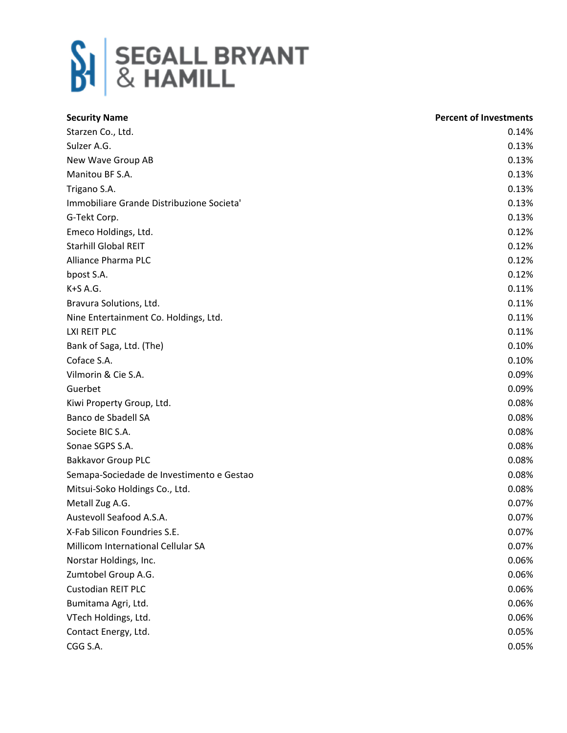SEGALL BRYANT & HAMILL

| Security Name | Percent of Investments |
|---|---|
| Starzen Co., Ltd. | 0.14% |
| Sulzer A.G. | 0.13% |
| New Wave Group AB | 0.13% |
| Manitou BF S.A. | 0.13% |
| Trigano S.A. | 0.13% |
| Immobiliare Grande Distribuzione Societa' | 0.13% |
| G-Tekt Corp. | 0.13% |
| Emeco Holdings, Ltd. | 0.12% |
| Starhill Global REIT | 0.12% |
| Alliance Pharma PLC | 0.12% |
| bpost S.A. | 0.12% |
| K+S A.G. | 0.11% |
| Bravura Solutions, Ltd. | 0.11% |
| Nine Entertainment Co. Holdings, Ltd. | 0.11% |
| LXI REIT PLC | 0.11% |
| Bank of Saga, Ltd. (The) | 0.10% |
| Coface S.A. | 0.10% |
| Vilmorin & Cie S.A. | 0.09% |
| Guerbet | 0.09% |
| Kiwi Property Group, Ltd. | 0.08% |
| Banco de Sbadell SA | 0.08% |
| Societe BIC S.A. | 0.08% |
| Sonae SGPS S.A. | 0.08% |
| Bakkavor Group PLC | 0.08% |
| Semapa-Sociedade de Investimento e Gestao | 0.08% |
| Mitsui-Soko Holdings Co., Ltd. | 0.08% |
| Metall Zug A.G. | 0.07% |
| Austevoll Seafood A.S.A. | 0.07% |
| X-Fab Silicon Foundries S.E. | 0.07% |
| Millicom International Cellular SA | 0.07% |
| Norstar Holdings, Inc. | 0.06% |
| Zumtobel Group A.G. | 0.06% |
| Custodian REIT PLC | 0.06% |
| Bumitama Agri, Ltd. | 0.06% |
| VTech Holdings, Ltd. | 0.06% |
| Contact Energy, Ltd. | 0.05% |
| CGG S.A. | 0.05% |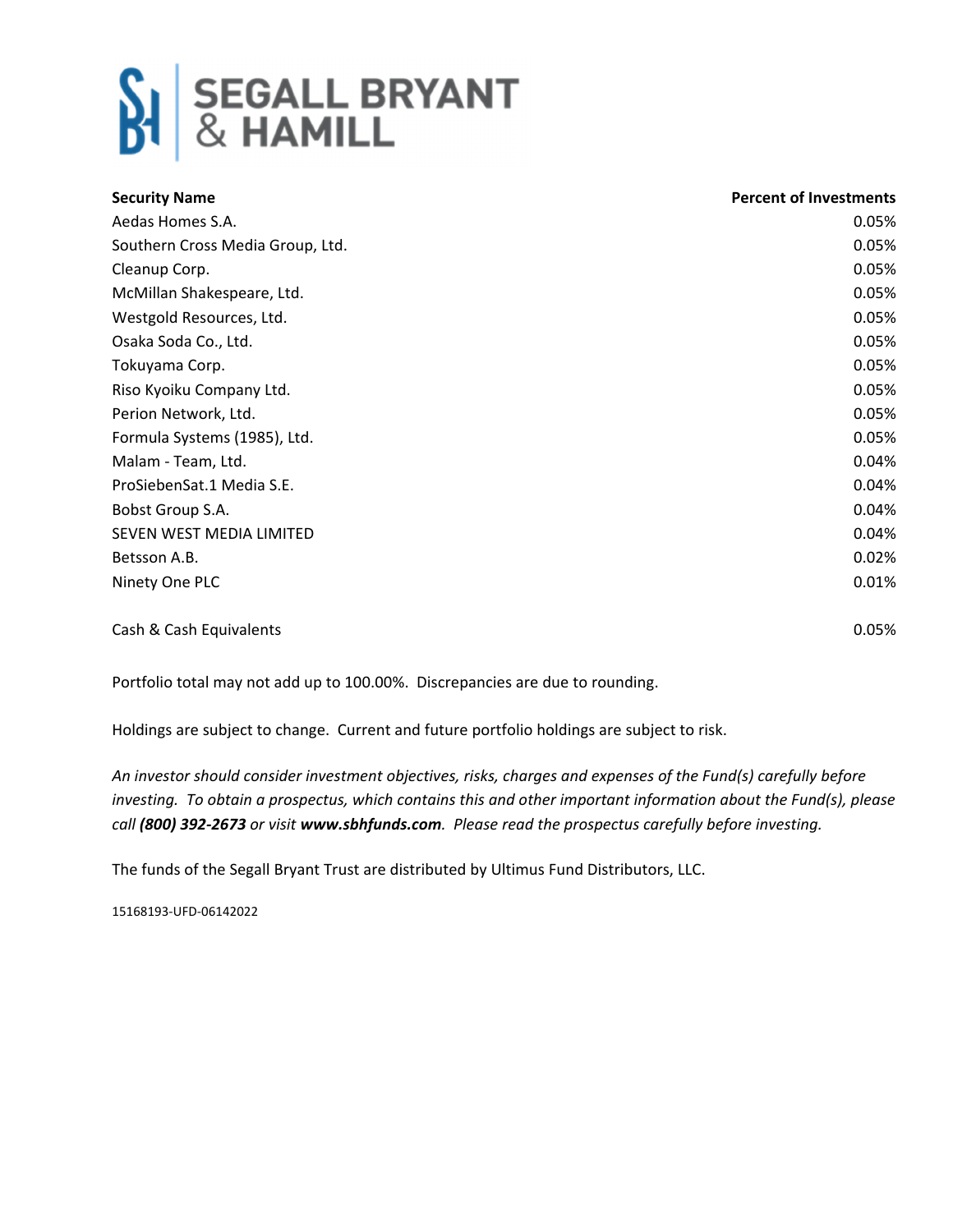SEGALL BRYANT & HAMILL

| Security Name | Percent of Investments |
| --- | --- |
| Aedas Homes S.A. | 0.05% |
| Southern Cross Media Group, Ltd. | 0.05% |
| Cleanup Corp. | 0.05% |
| McMillan Shakespeare, Ltd. | 0.05% |
| Westgold Resources, Ltd. | 0.05% |
| Osaka Soda Co., Ltd. | 0.05% |
| Tokuyama Corp. | 0.05% |
| Riso Kyoiku Company Ltd. | 0.05% |
| Perion Network, Ltd. | 0.05% |
| Formula Systems (1985), Ltd. | 0.05% |
| Malam - Team, Ltd. | 0.04% |
| ProSiebenSat.1 Media S.E. | 0.04% |
| Bobst Group S.A. | 0.04% |
| SEVEN WEST MEDIA LIMITED | 0.04% |
| Betsson A.B. | 0.02% |
| Ninety One PLC | 0.01% |
| | |
| Cash & Cash Equivalents | 0.05% |

Portfolio total may not add up to 100.00%. Discrepancies are due to rounding.

Holdings are subject to change. Current and future portfolio holdings are subject to risk.

*An investor should consider investment objectives, risks, charges and expenses of the Fund(s) carefully before investing. To obtain a prospectus, which contains this and other important information about the Fund(s), please call* ***(800) 392-2673*** *or visit* ***www.sbhfunds.com****. Please read the prospectus carefully before investing.*

The funds of the Segall Bryant Trust are distributed by Ultimus Fund Distributors, LLC.

15168193-UFD-06142022